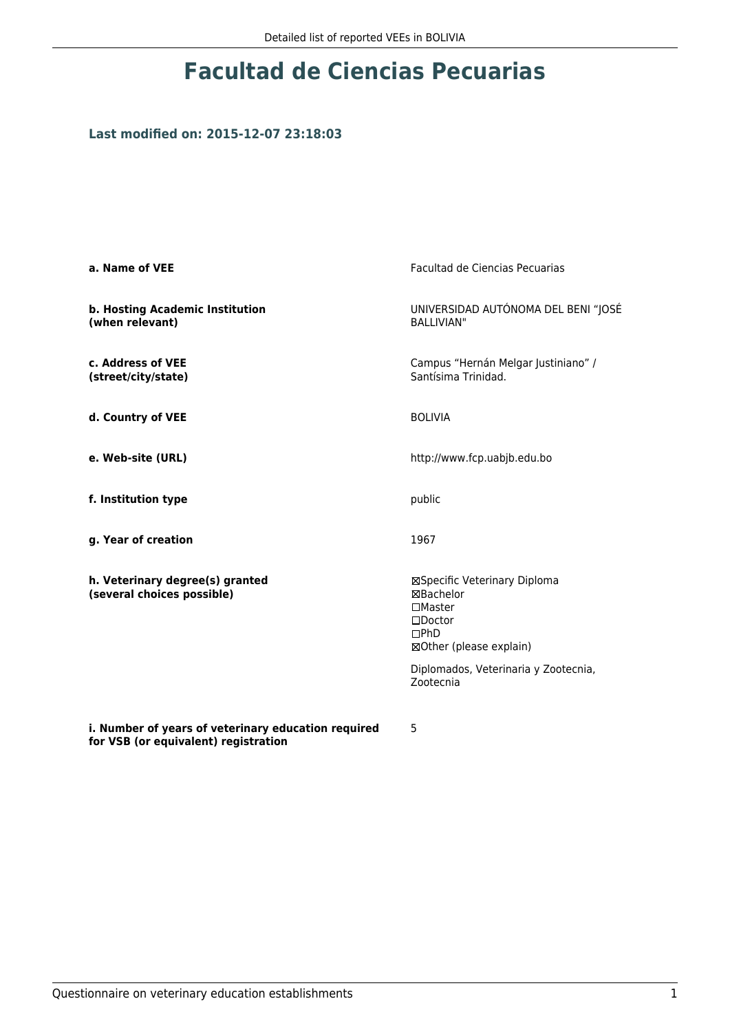# Facultad de Ciencias Pecuarias

### Last modified on: 2015-12-07 23:18:03

| | |
|---|---|
| **a. Name of VEE** | Facultad de Ciencias Pecuarias |
| **b. Hosting Academic Institution (when relevant)** | UNIVERSIDAD AUTÓNOMA DEL BENI “JOSÉ BALLIVIAN" |
| **c. Address of VEE (street/city/state)** | Campus “Hernán Melgar Justiniano” / Santísima Trinidad. |
| **d. Country of VEE** | BOLIVIA |
| **e. Web-site (URL)** | http://www.fcp.uabjb.edu.bo |
| **f. Institution type** | public |
| **g. Year of creation** | 1967 |
| **h. Veterinary degree(s) granted (several choices possible)** | ☒Specific Veterinary Diploma<br>☒Bachelor<br>☐Master<br>☐Doctor<br>☐PhD<br>☒Other (please explain)<br><br>Diplomados, Veterinaria y Zootecnia, Zootecnia |
| **i. Number of years of veterinary education required for VSB (or equivalent) registration** | 5 |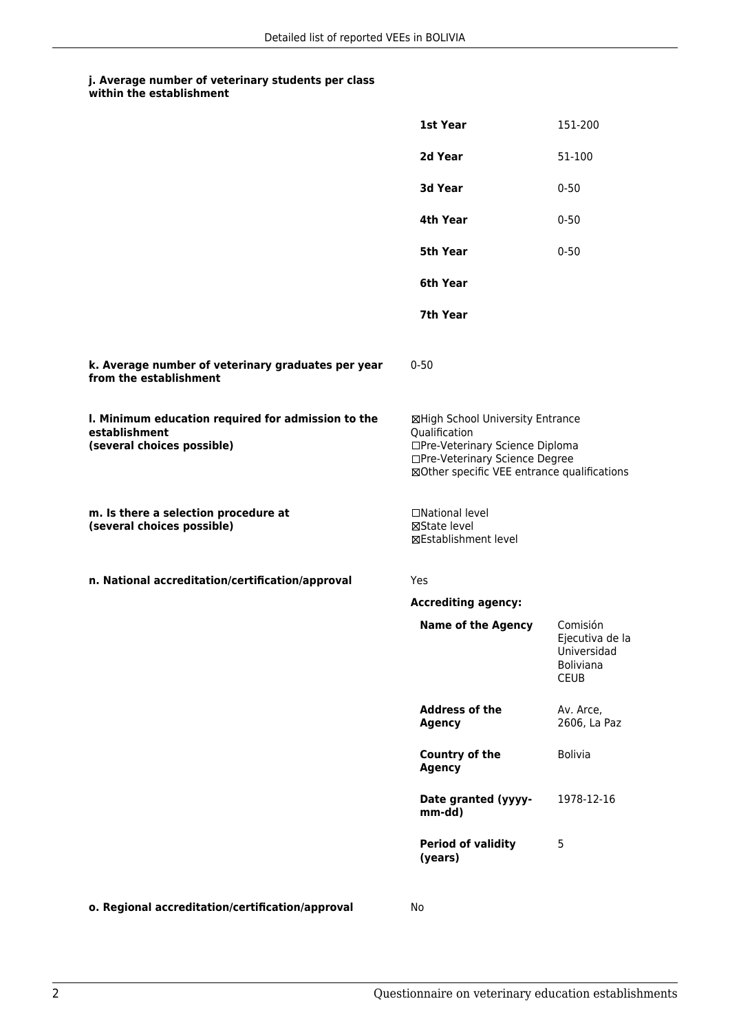**j. Average number of veterinary students per class within the establishment**

| | |
|---|---|
| **1st Year** | 151-200 |
| **2d Year** | 51-100 |
| **3d Year** | 0-50 |
| **4th Year** | 0-50 |
| **5th Year** | 0-50 |
| **6th Year** | |
| **7th Year** | |

**k. Average number of veterinary graduates per year from the establishment**

0-50

**l. Minimum education required for admission to the establishment (several choices possible)**

☒High School University Entrance Qualification
☐Pre-Veterinary Science Diploma
☐Pre-Veterinary Science Degree
☒Other specific VEE entrance qualifications

**m. Is there a selection procedure at (several choices possible)**

☐National level
☒State level
☒Establishment level

**n. National accreditation/certification/approval**

Yes

**Accrediting agency:**

| | |
|---|---|
| **Name of the Agency** | Comisión Ejecutiva de la Universidad Boliviana CEUB |
| **Address of the Agency** | Av. Arce, 2606, La Paz |
| **Country of the Agency** | Bolivia |
| **Date granted (yyyy-mm-dd)** | 1978-12-16 |
| **Period of validity (years)** | 5 |

**o. Regional accreditation/certification/approval**

No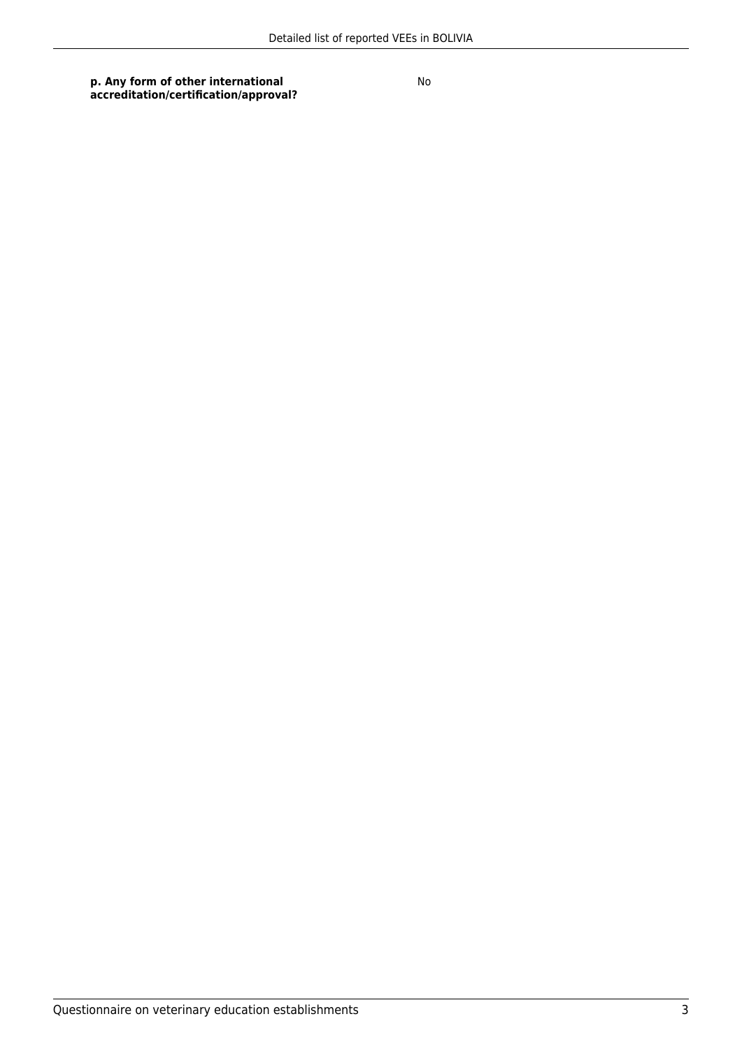| | |
|---|---|
| **p. Any form of other international accreditation/certification/approval?** | No |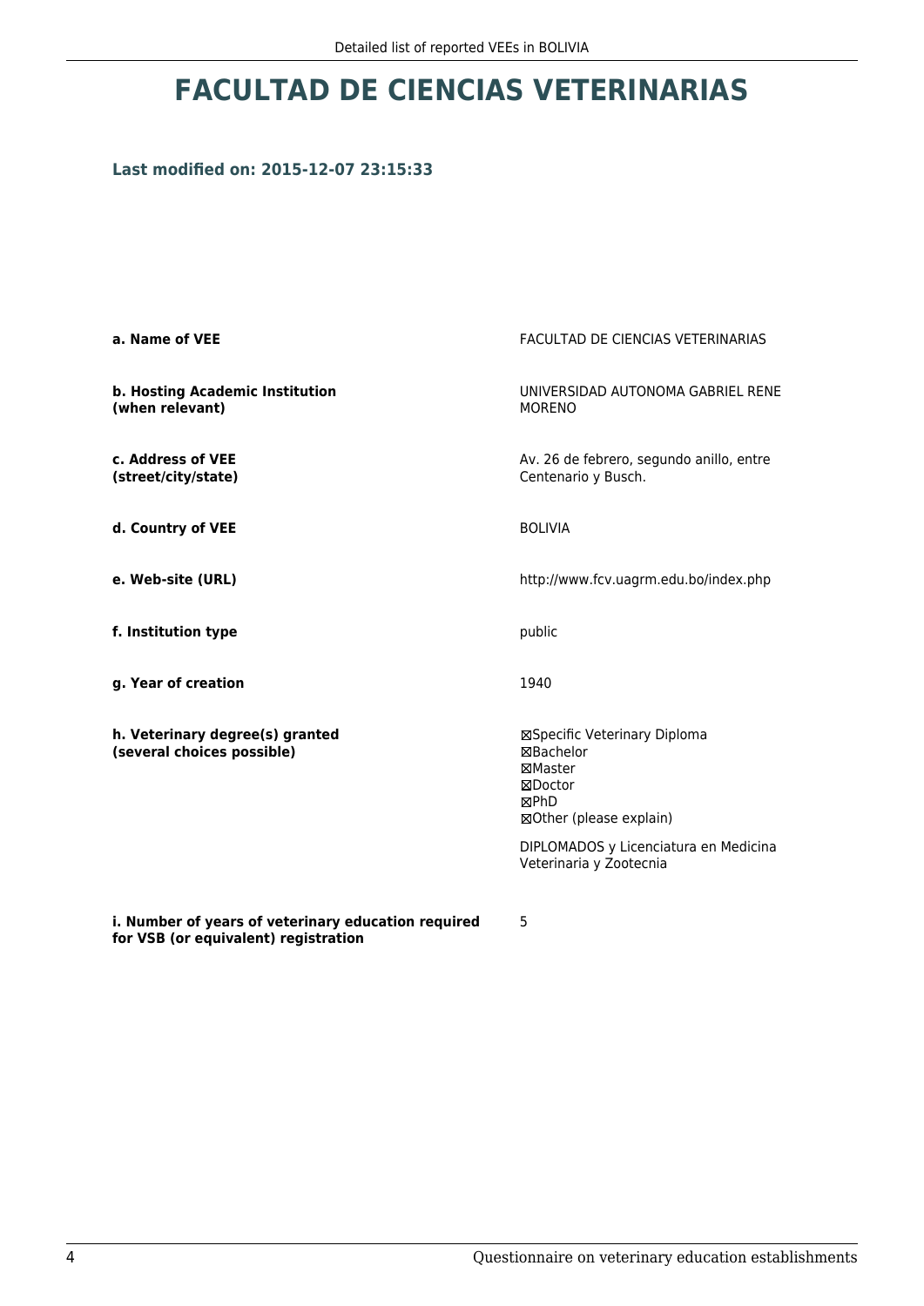# FACULTAD DE CIENCIAS VETERINARIAS

### Last modified on: 2015-12-07 23:15:33

| | |
|---|---|
| **a. Name of VEE** | FACULTAD DE CIENCIAS VETERINARIAS |
| **b. Hosting Academic Institution (when relevant)** | UNIVERSIDAD AUTONOMA GABRIEL RENE MORENO |
| **c. Address of VEE (street/city/state)** | Av. 26 de febrero, segundo anillo, entre Centenario y Busch. |
| **d. Country of VEE** | BOLIVIA |
| **e. Web-site (URL)** | http://www.fcv.uagrm.edu.bo/index.php |
| **f. Institution type** | public |
| **g. Year of creation** | 1940 |
| **h. Veterinary degree(s) granted (several choices possible)** | ☒Specific Veterinary Diploma<br>☒Bachelor<br>☒Master<br>☒Doctor<br>☒PhD<br>☒Other (please explain)<br><br>DIPLOMADOS y Licenciatura en Medicina Veterinaria y Zootecnia |
| **i. Number of years of veterinary education required for VSB (or equivalent) registration** | 5 |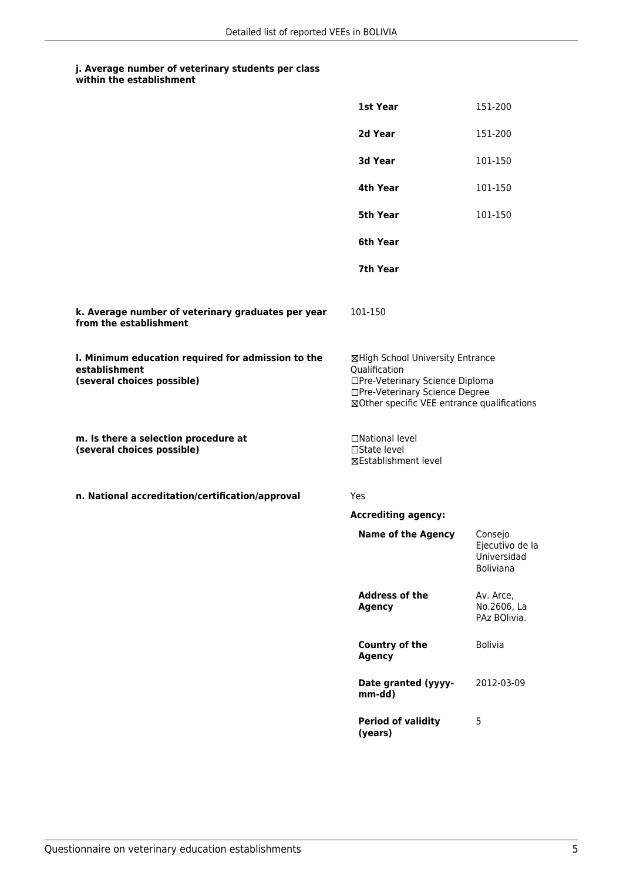**j. Average number of veterinary students per class within the establishment**

| | |
|---|---|
| **1st Year** | 151-200 |
| **2d Year** | 151-200 |
| **3d Year** | 101-150 |
| **4th Year** | 101-150 |
| **5th Year** | 101-150 |
| **6th Year** | |
| **7th Year** | |

**k. Average number of veterinary graduates per year from the establishment**

101-150

**l. Minimum education required for admission to the establishment (several choices possible)**

☒High School University Entrance Qualification
☐Pre-Veterinary Science Diploma
☐Pre-Veterinary Science Degree
☒Other specific VEE entrance qualifications

**m. Is there a selection procedure at (several choices possible)**

☐National level
☐State level
☒Establishment level

**n. National accreditation/certification/approval**

Yes

**Accrediting agency:**

| | |
|---|---|
| **Name of the Agency** | Consejo Ejecutivo de la Universidad Boliviana |
| **Address of the Agency** | Av. Arce, No.2606, La PAz BOlivia. |
| **Country of the Agency** | Bolivia |
| **Date granted (yyyy-mm-dd)** | 2012-03-09 |
| **Period of validity (years)** | 5 |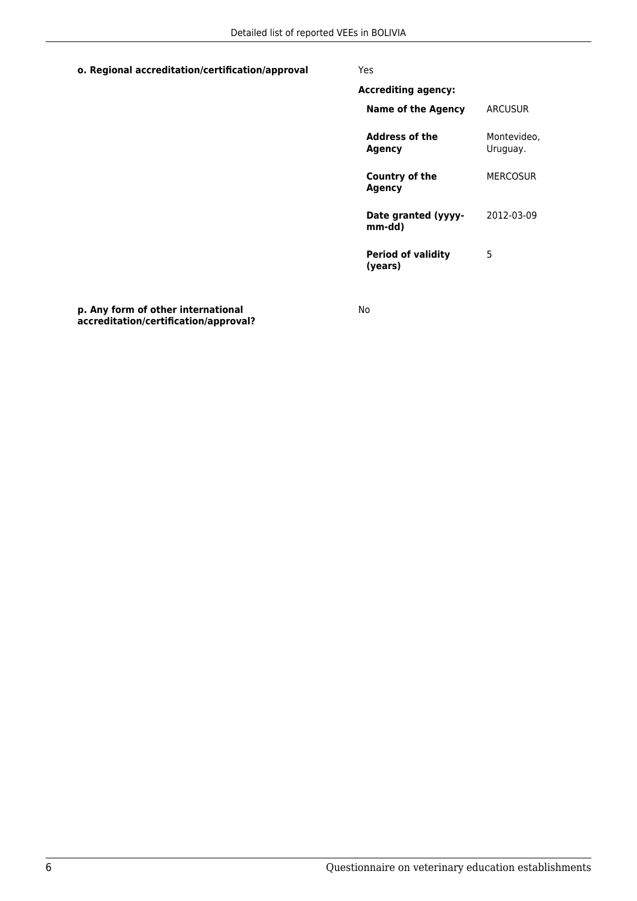**o. Regional accreditation/certification/approval**

Yes

**Accrediting agency:**

| | |
|---|---|
| **Name of the Agency** | ARCUSUR |
| **Address of the Agency** | Montevideo, Uruguay. |
| **Country of the Agency** | MERCOSUR |
| **Date granted (yyyy-mm-dd)** | 2012-03-09 |
| **Period of validity (years)** | 5 |

**p. Any form of other international accreditation/certification/approval?**

No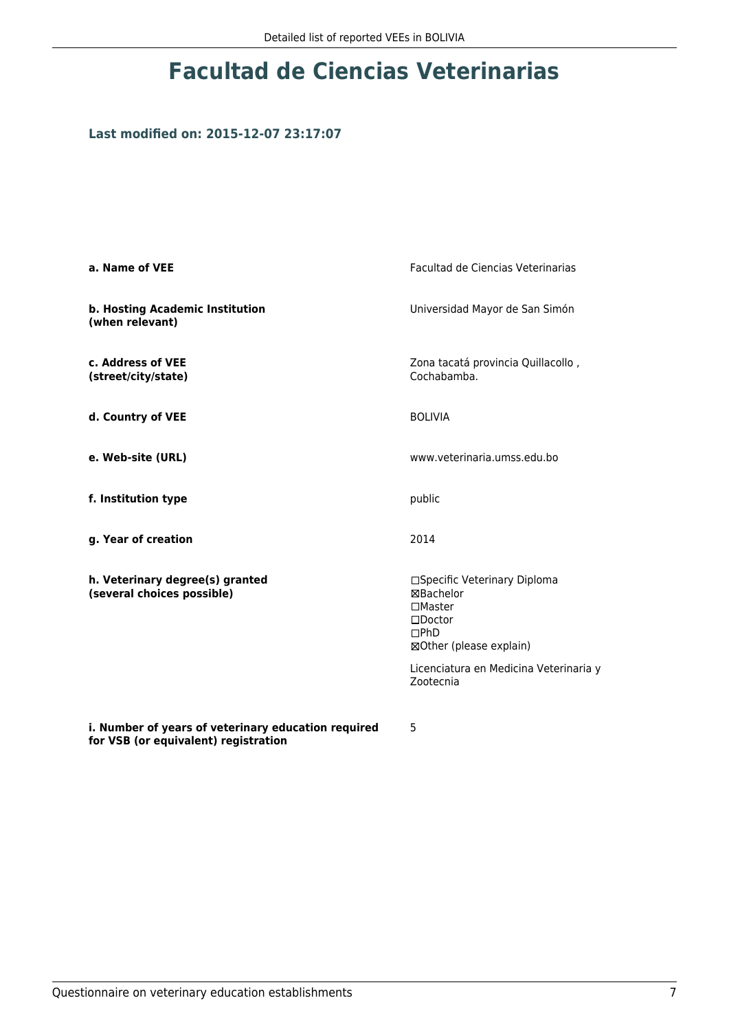# Facultad de Ciencias Veterinarias

### Last modified on: 2015-12-07 23:17:07

| | |
|---|---|
| **a. Name of VEE** | Facultad de Ciencias Veterinarias |
| **b. Hosting Academic Institution (when relevant)** | Universidad Mayor de San Simón |
| **c. Address of VEE (street/city/state)** | Zona tacatá provincia Quillacollo , Cochabamba. |
| **d. Country of VEE** | BOLIVIA |
| **e. Web-site (URL)** | www.veterinaria.umss.edu.bo |
| **f. Institution type** | public |
| **g. Year of creation** | 2014 |
| **h. Veterinary degree(s) granted (several choices possible)** | ☐Specific Veterinary Diploma<br>☒Bachelor<br>☐Master<br>☐Doctor<br>☐PhD<br>☒Other (please explain)<br><br>Licenciatura en Medicina Veterinaria y Zootecnia |
| **i. Number of years of veterinary education required for VSB (or equivalent) registration** | 5 |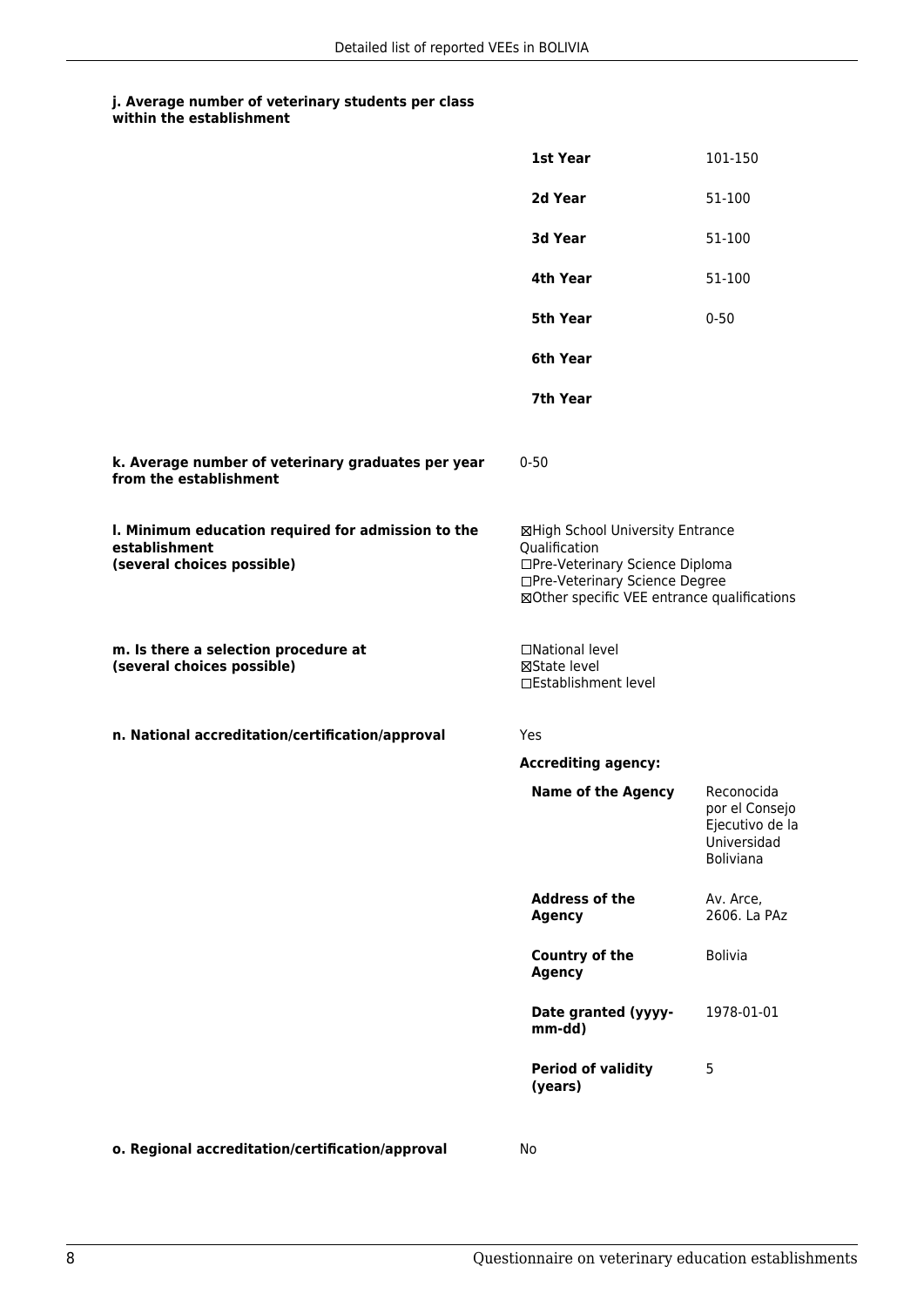**j. Average number of veterinary students per class within the establishment**

| | |
|---|---|
| **1st Year** | 101-150 |
| **2d Year** | 51-100 |
| **3d Year** | 51-100 |
| **4th Year** | 51-100 |
| **5th Year** | 0-50 |
| **6th Year** | |
| **7th Year** | |

**k. Average number of veterinary graduates per year from the establishment**

0-50

**l. Minimum education required for admission to the establishment (several choices possible)**

☒High School University Entrance Qualification
☐Pre-Veterinary Science Diploma
☐Pre-Veterinary Science Degree
☒Other specific VEE entrance qualifications

**m. Is there a selection procedure at (several choices possible)**

☐National level
☒State level
☐Establishment level

**n. National accreditation/certification/approval**

Yes

**Accrediting agency:**

| | |
|---|---|
| **Name of the Agency** | Reconocida por el Consejo Ejecutivo de la Universidad Boliviana |
| **Address of the Agency** | Av. Arce, 2606. La PAz |
| **Country of the Agency** | Bolivia |
| **Date granted (yyyy-mm-dd)** | 1978-01-01 |
| **Period of validity (years)** | 5 |

**o. Regional accreditation/certification/approval**

No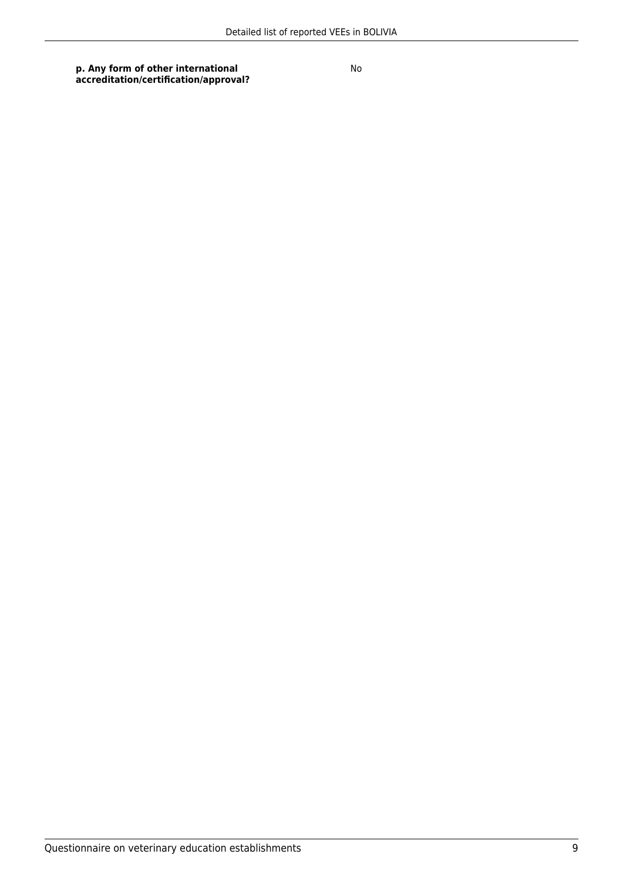| | |
|---|---|
| **p. Any form of other international accreditation/certification/approval?** | No |